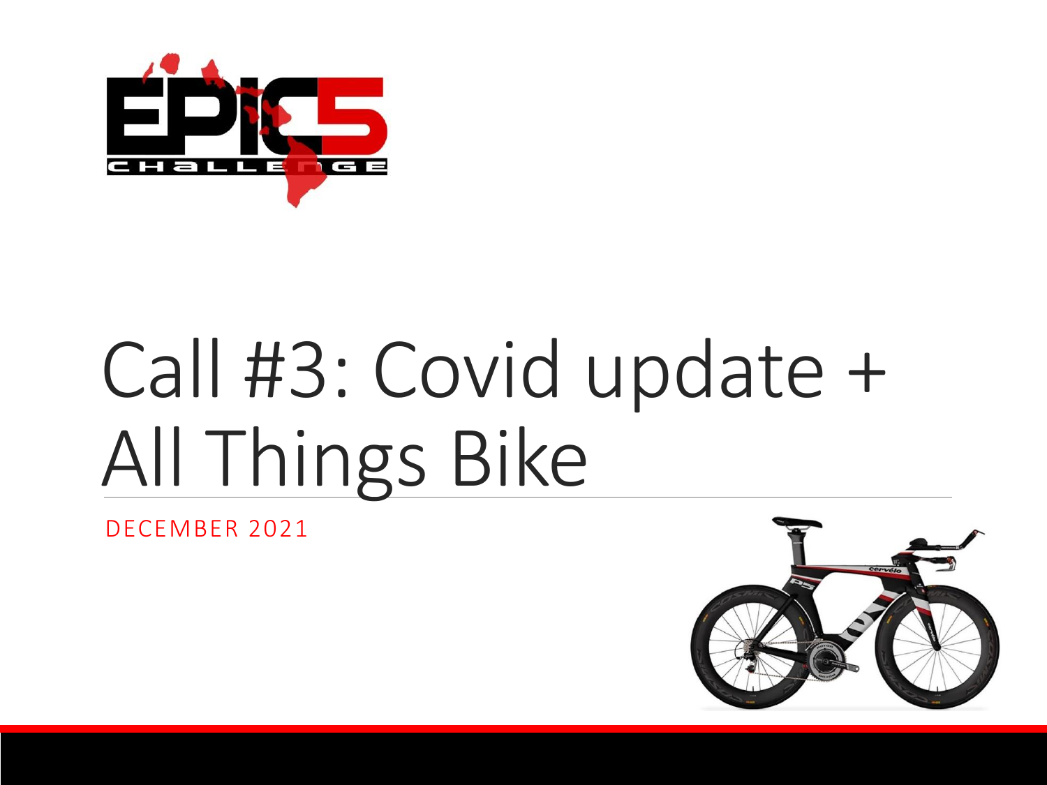# Call #3: Covid update + All Things Bike

DECEMBER 2021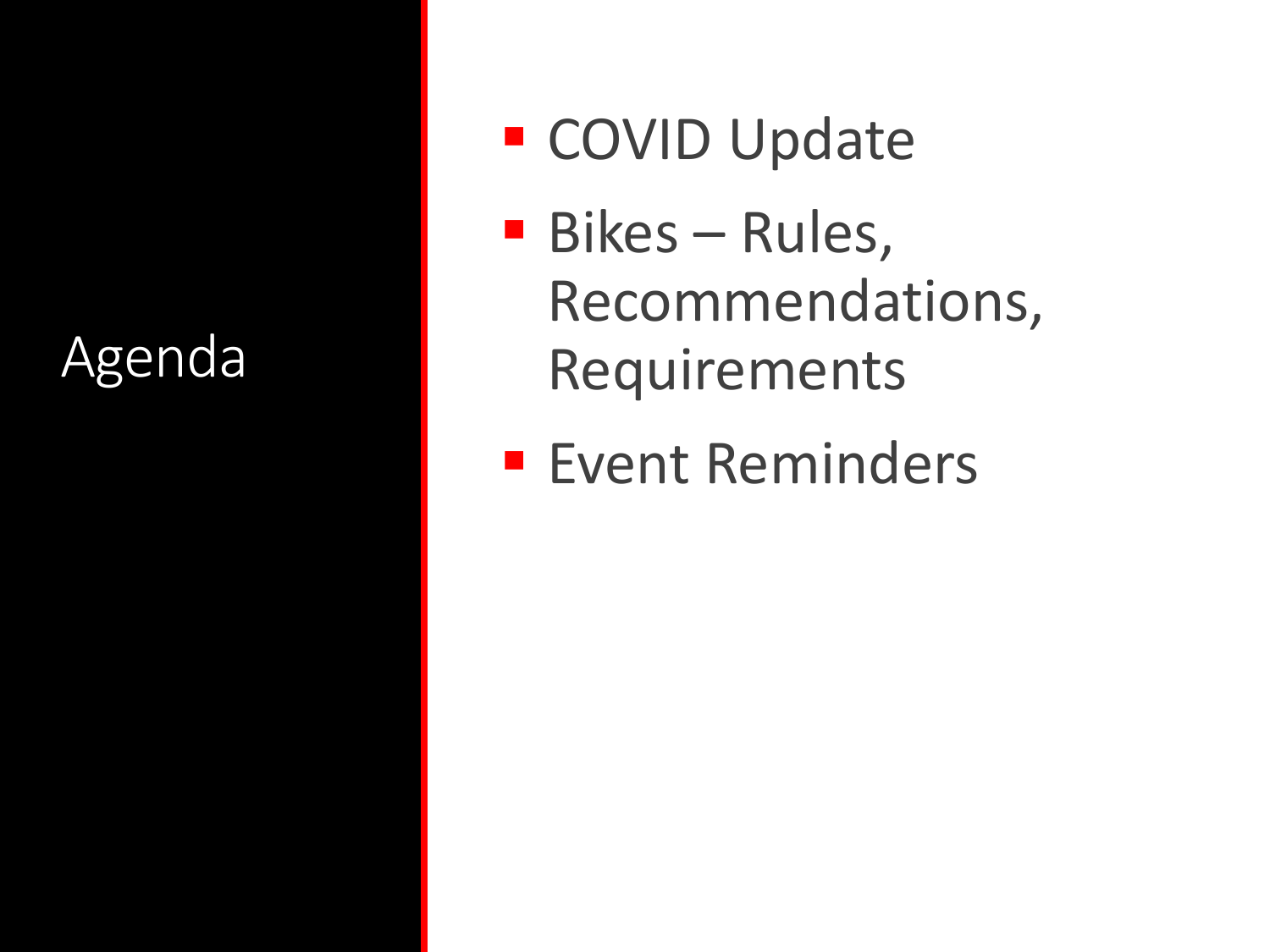# Agenda

- COVID Update
- Bikes – Rules, Recommendations, Requirements
- Event Reminders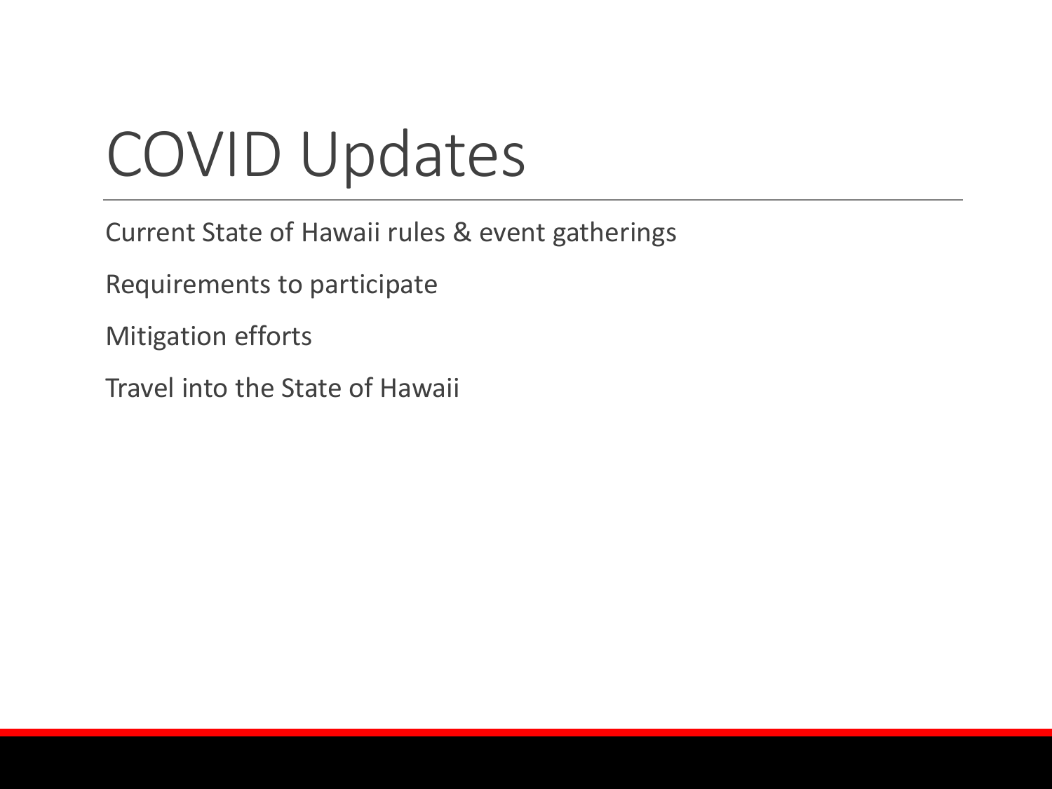# COVID Updates

Current State of Hawaii rules & event gatherings

Requirements to participate

Mitigation efforts

Travel into the State of Hawaii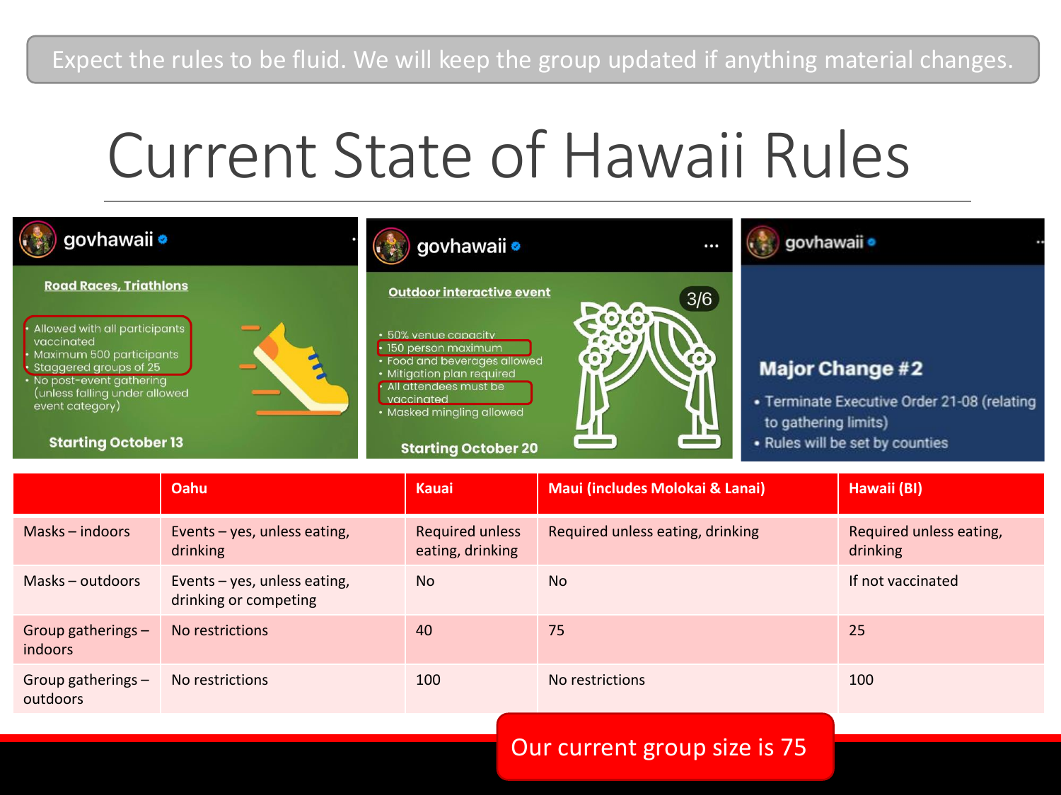Expect the rules to be fluid. We will keep the group updated if anything material changes.

# Current State of Hawaii Rules

**govhawaii**

**Road Races, Triathlons**

- Allowed with all participants vaccinated
- Maximum 500 participants
- Staggered groups of 25
- No post-event gathering (unless falling under allowed event category)

**Starting October 13**

**govhawaii**

**Outdoor interactive event**

3/6

- 50% venue capacity
- 150 person maximum
- Food and beverages allowed
- Mitigation plan required
- All attendees must be vaccinated
- Masked mingling allowed

**Starting October 20**

**govhawaii**

**Major Change #2**

- Terminate Executive Order 21-08 (relating to gathering limits)
- Rules will be set by counties

| | Oahu | Kauai | Maui (includes Molokai & Lanai) | Hawaii (BI) |
|---|---|---|---|---|
| Masks – indoors | Events – yes, unless eating, drinking | Required unless eating, drinking | Required unless eating, drinking | Required unless eating, drinking |
| Masks – outdoors | Events – yes, unless eating, drinking or competing | No | No | If not vaccinated |
| Group gatherings – indoors | No restrictions | 40 | 75 | 25 |
| Group gatherings – outdoors | No restrictions | 100 | No restrictions | 100 |

Our current group size is 75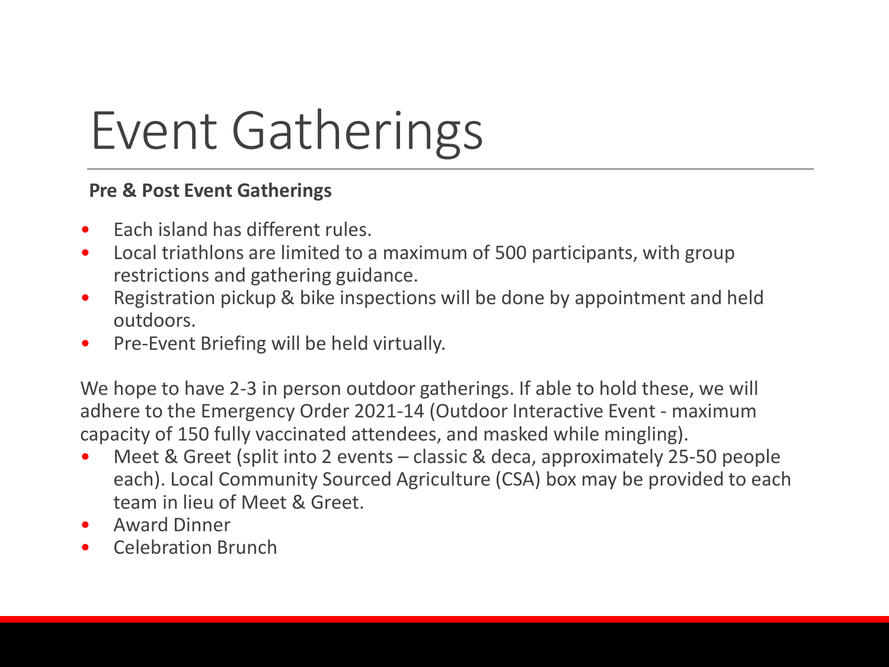# Event Gatherings

**Pre & Post Event Gatherings**

- Each island has different rules.
- Local triathlons are limited to a maximum of 500 participants, with group restrictions and gathering guidance.
- Registration pickup & bike inspections will be done by appointment and held outdoors.
- Pre-Event Briefing will be held virtually.

We hope to have 2-3 in person outdoor gatherings. If able to hold these, we will adhere to the Emergency Order 2021-14 (Outdoor Interactive Event - maximum capacity of 150 fully vaccinated attendees, and masked while mingling).

- Meet & Greet (split into 2 events – classic & deca, approximately 25-50 people each). Local Community Sourced Agriculture (CSA) box may be provided to each team in lieu of Meet & Greet.
- Award Dinner
- Celebration Brunch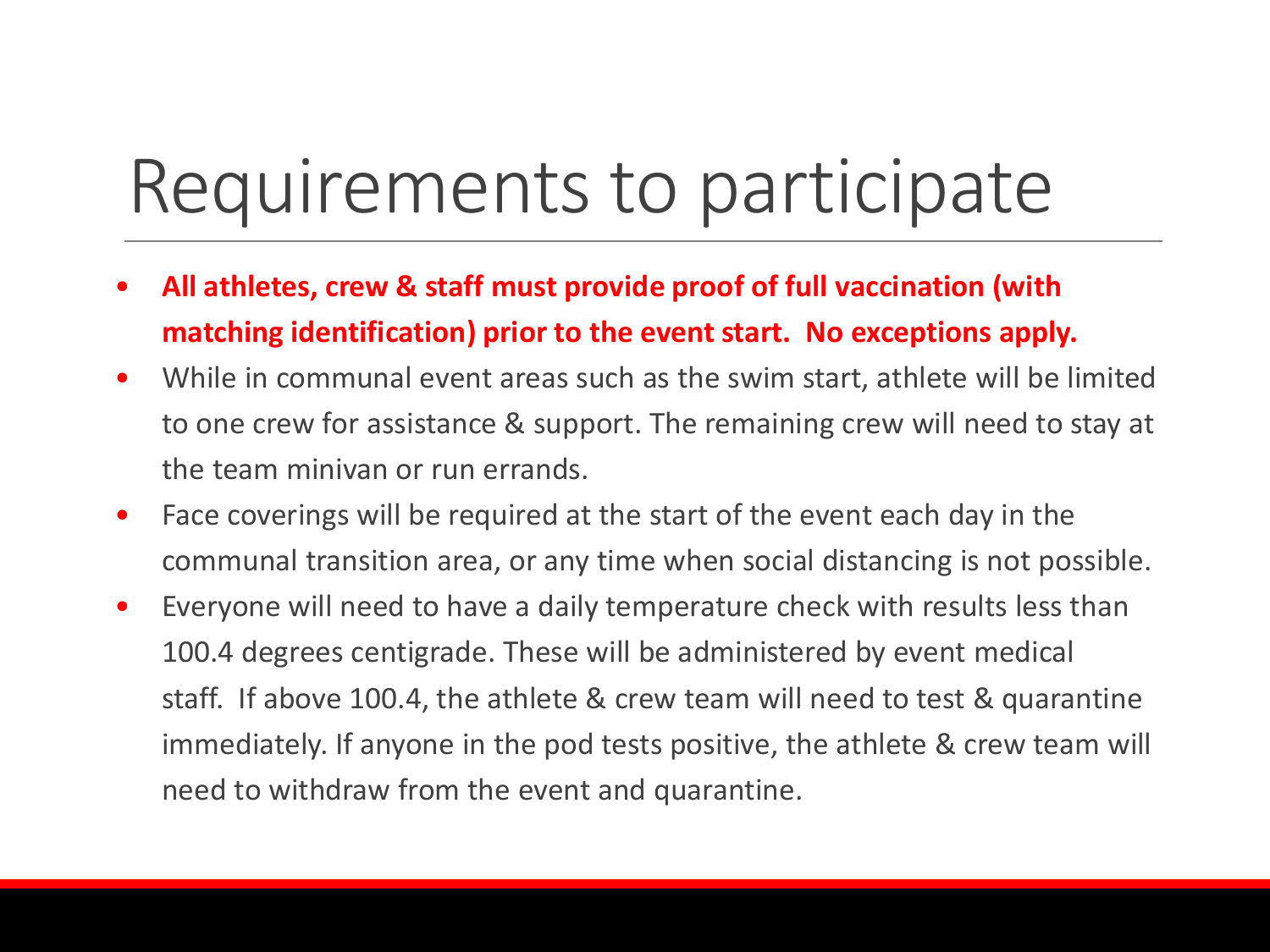# Requirements to participate

- **All athletes, crew & staff must provide proof of full vaccination (with matching identification) prior to the event start. No exceptions apply.**
- While in communal event areas such as the swim start, athlete will be limited to one crew for assistance & support. The remaining crew will need to stay at the team minivan or run errands.
- Face coverings will be required at the start of the event each day in the communal transition area, or any time when social distancing is not possible.
- Everyone will need to have a daily temperature check with results less than 100.4 degrees centigrade. These will be administered by event medical staff. If above 100.4, the athlete & crew team will need to test & quarantine immediately. If anyone in the pod tests positive, the athlete & crew team will need to withdraw from the event and quarantine.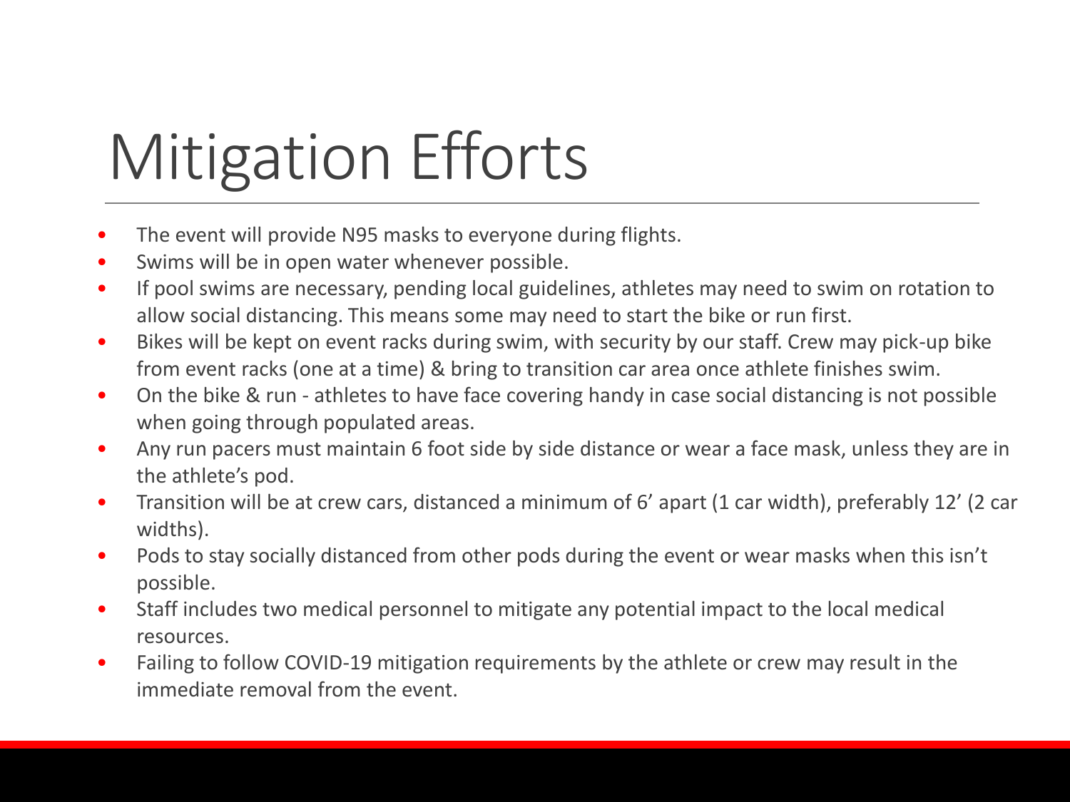# Mitigation Efforts

- The event will provide N95 masks to everyone during flights.
- Swims will be in open water whenever possible.
- If pool swims are necessary, pending local guidelines, athletes may need to swim on rotation to allow social distancing. This means some may need to start the bike or run first.
- Bikes will be kept on event racks during swim, with security by our staff. Crew may pick-up bike from event racks (one at a time) & bring to transition car area once athlete finishes swim.
- On the bike & run - athletes to have face covering handy in case social distancing is not possible when going through populated areas.
- Any run pacers must maintain 6 foot side by side distance or wear a face mask, unless they are in the athlete's pod.
- Transition will be at crew cars, distanced a minimum of 6' apart (1 car width), preferably 12' (2 car widths).
- Pods to stay socially distanced from other pods during the event or wear masks when this isn't possible.
- Staff includes two medical personnel to mitigate any potential impact to the local medical resources.
- Failing to follow COVID-19 mitigation requirements by the athlete or crew may result in the immediate removal from the event.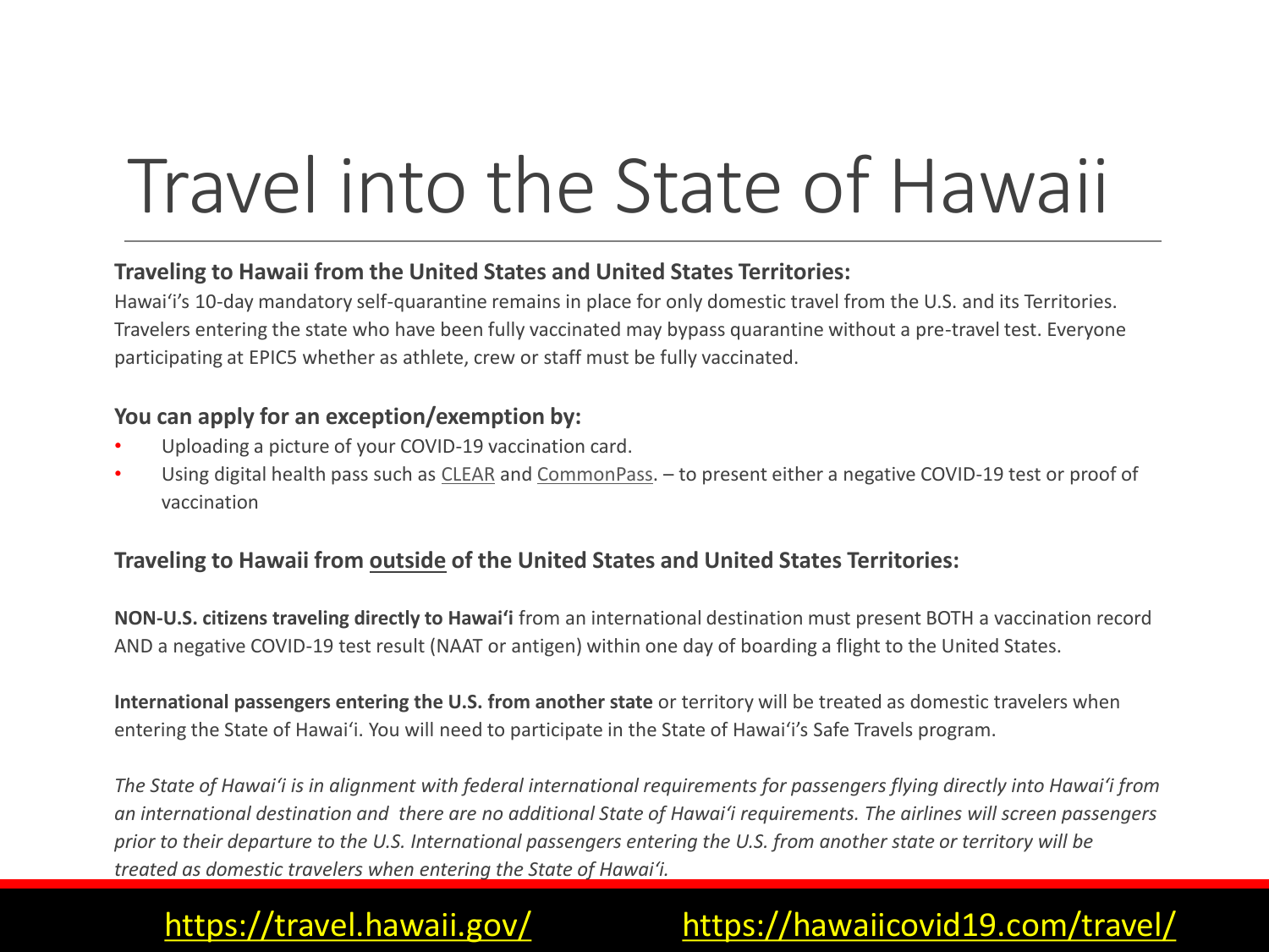# Travel into the State of Hawaii

**Traveling to Hawaii from the United States and United States Territories:**

Hawaiʻi's 10-day mandatory self-quarantine remains in place for only domestic travel from the U.S. and its Territories. Travelers entering the state who have been fully vaccinated may bypass quarantine without a pre-travel test. Everyone participating at EPIC5 whether as athlete, crew or staff must be fully vaccinated.

**You can apply for an exception/exemption by:**

- Uploading a picture of your COVID-19 vaccination card.
- Using digital health pass such as CLEAR and CommonPass. – to present either a negative COVID-19 test or proof of vaccination

**Traveling to Hawaii from outside of the United States and United States Territories:**

**NON-U.S. citizens traveling directly to Hawaiʻi** from an international destination must present BOTH a vaccination record AND a negative COVID-19 test result (NAAT or antigen) within one day of boarding a flight to the United States.

**International passengers entering the U.S. from another state** or territory will be treated as domestic travelers when entering the State of Hawaiʻi. You will need to participate in the State of Hawaiʻi's Safe Travels program.

*The State of Hawaiʻi is in alignment with federal international requirements for passengers flying directly into Hawaiʻi from an international destination and there are no additional State of Hawaiʻi requirements. The airlines will screen passengers prior to their departure to the U.S. International passengers entering the U.S. from another state or territory will be treated as domestic travelers when entering the State of Hawaiʻi.*

https://travel.hawaii.gov/ https://hawaiicovid19.com/travel/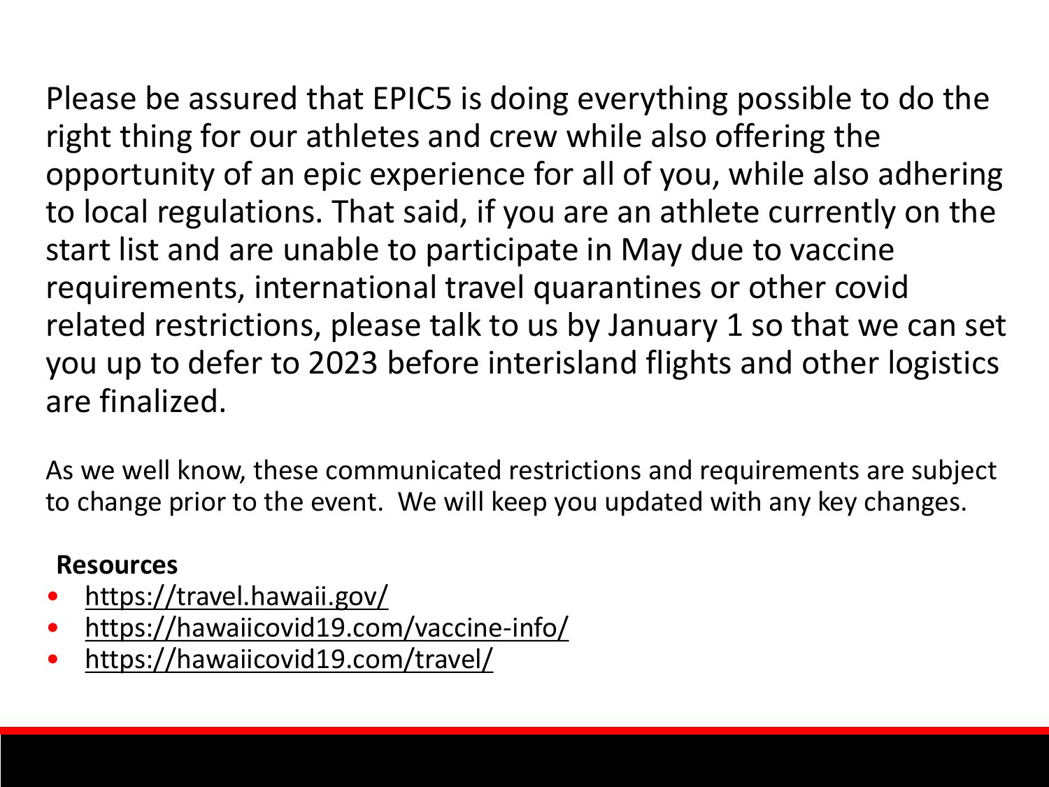Please be assured that EPIC5 is doing everything possible to do the right thing for our athletes and crew while also offering the opportunity of an epic experience for all of you, while also adhering to local regulations. That said, if you are an athlete currently on the start list and are unable to participate in May due to vaccine requirements, international travel quarantines or other covid related restrictions, please talk to us by January 1 so that we can set you up to defer to 2023 before interisland flights and other logistics are finalized.

As we well know, these communicated restrictions and requirements are subject to change prior to the event. We will keep you updated with any key changes.

**Resources**

- https://travel.hawaii.gov/
- https://hawaiicovid19.com/vaccine-info/
- https://hawaiicovid19.com/travel/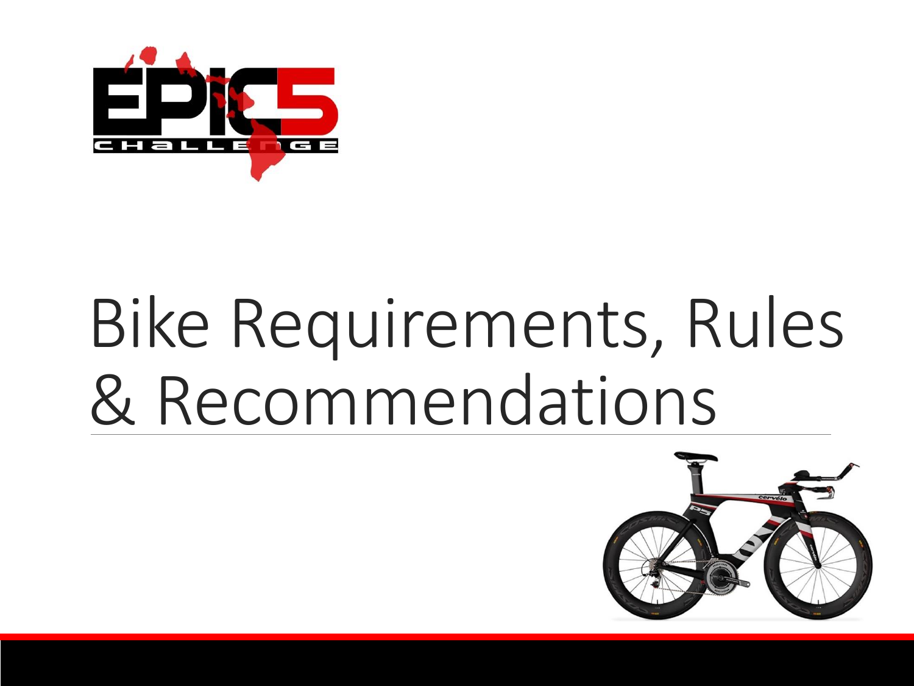# Bike Requirements, Rules & Recommendations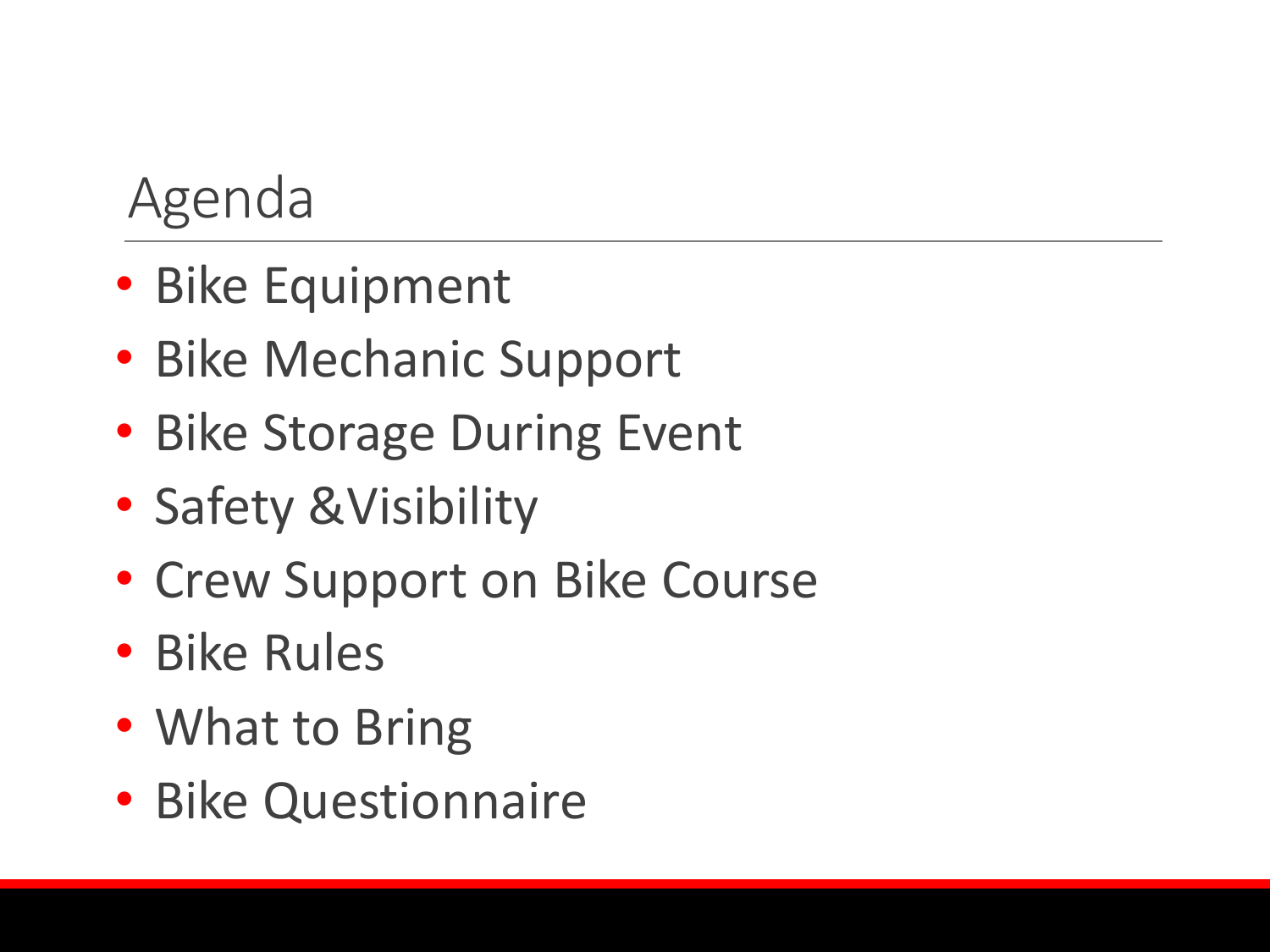# Agenda

- Bike Equipment
- Bike Mechanic Support
- Bike Storage During Event
- Safety &Visibility
- Crew Support on Bike Course
- Bike Rules
- What to Bring
- Bike Questionnaire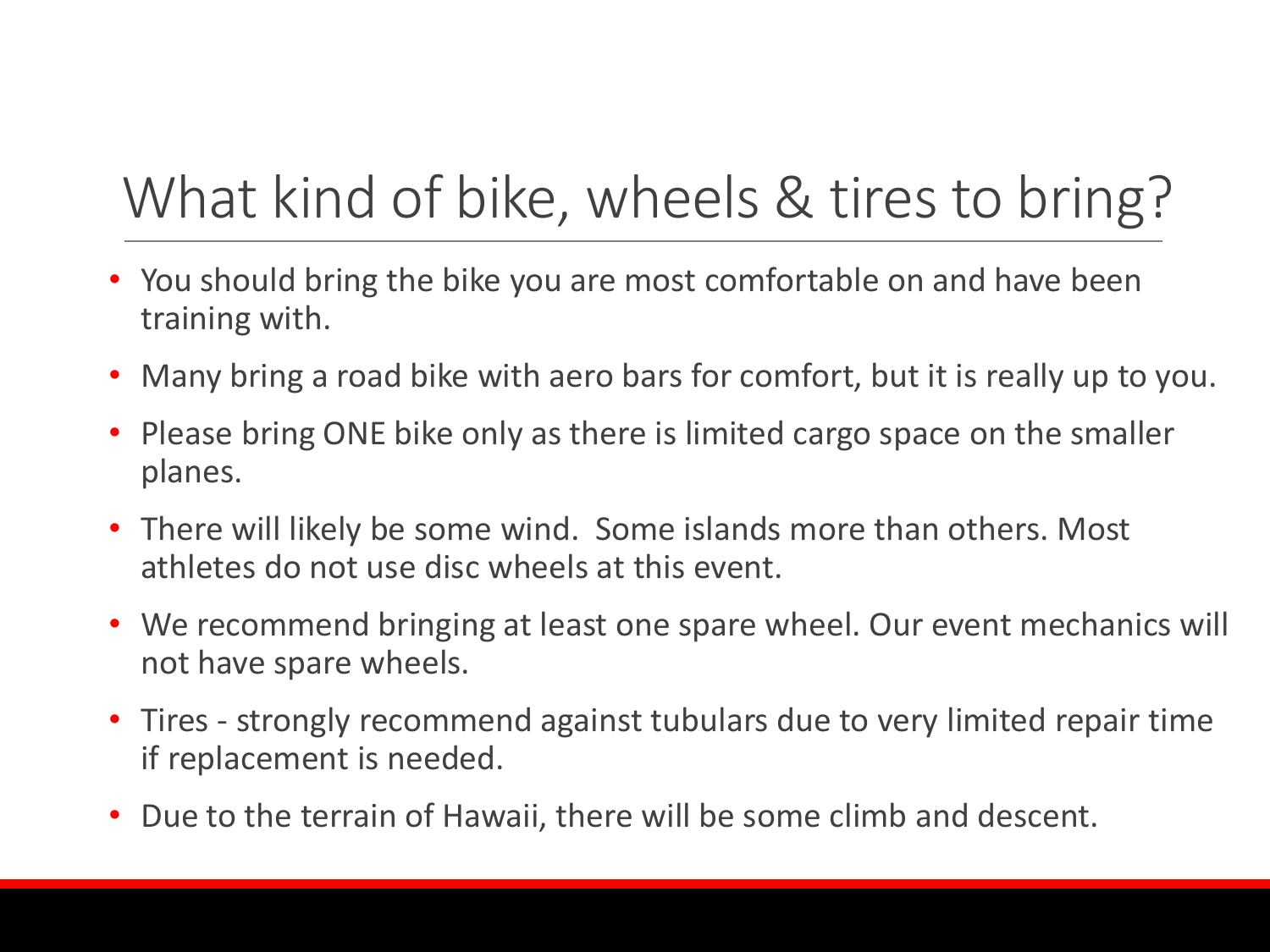# What kind of bike, wheels & tires to bring?

- You should bring the bike you are most comfortable on and have been training with.
- Many bring a road bike with aero bars for comfort, but it is really up to you.
- Please bring ONE bike only as there is limited cargo space on the smaller planes.
- There will likely be some wind. Some islands more than others. Most athletes do not use disc wheels at this event.
- We recommend bringing at least one spare wheel. Our event mechanics will not have spare wheels.
- Tires - strongly recommend against tubulars due to very limited repair time if replacement is needed.
- Due to the terrain of Hawaii, there will be some climb and descent.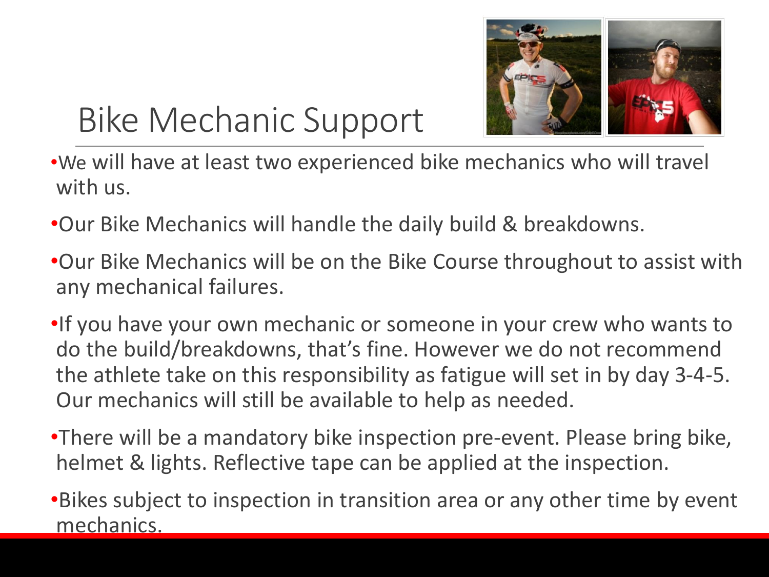# Bike Mechanic Support

- We will have at least two experienced bike mechanics who will travel with us.
- Our Bike Mechanics will handle the daily build & breakdowns.
- Our Bike Mechanics will be on the Bike Course throughout to assist with any mechanical failures.
- If you have your own mechanic or someone in your crew who wants to do the build/breakdowns, that's fine. However we do not recommend the athlete take on this responsibility as fatigue will set in by day 3-4-5. Our mechanics will still be available to help as needed.
- There will be a mandatory bike inspection pre-event. Please bring bike, helmet & lights. Reflective tape can be applied at the inspection.
- Bikes subject to inspection in transition area or any other time by event mechanics.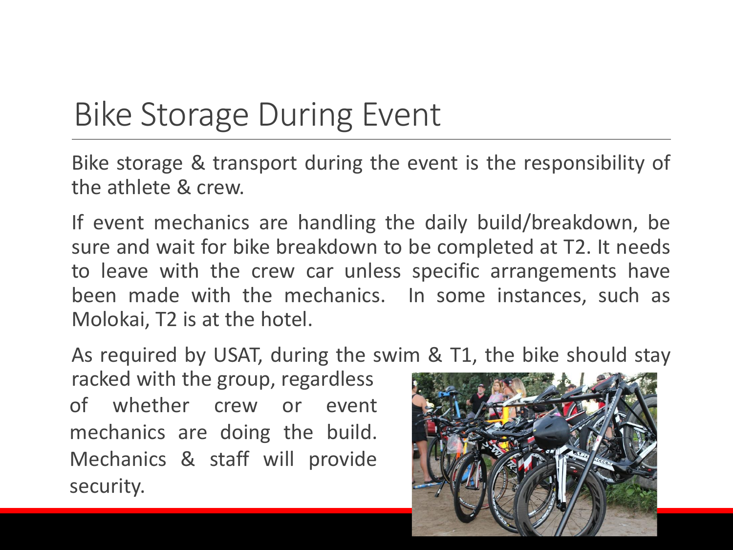# Bike Storage During Event

Bike storage & transport during the event is the responsibility of the athlete & crew.

If event mechanics are handling the daily build/breakdown, be sure and wait for bike breakdown to be completed at T2. It needs to leave with the crew car unless specific arrangements have been made with the mechanics. In some instances, such as Molokai, T2 is at the hotel.

As required by USAT, during the swim & T1, the bike should stay racked with the group, regardless of whether crew or event mechanics are doing the build. Mechanics & staff will provide security.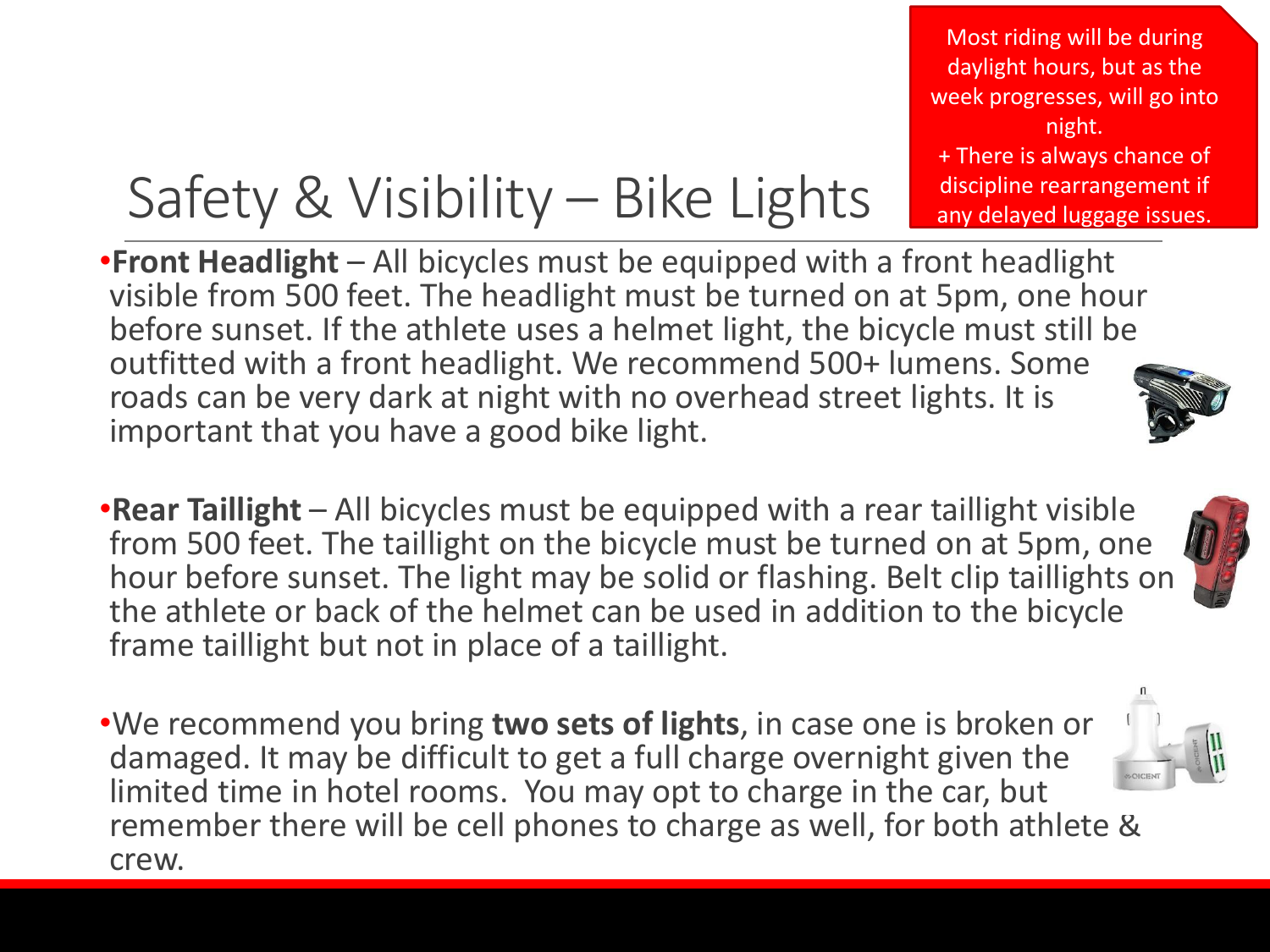# Safety & Visibility – Bike Lights

Most riding will be during daylight hours, but as the week progresses, will go into night.
+ There is always chance of discipline rearrangement if any delayed luggage issues.

- **Front Headlight** – All bicycles must be equipped with a front headlight visible from 500 feet. The headlight must be turned on at 5pm, one hour before sunset. If the athlete uses a helmet light, the bicycle must still be outfitted with a front headlight. We recommend 500+ lumens. Some roads can be very dark at night with no overhead street lights. It is important that you have a good bike light.

- **Rear Taillight** – All bicycles must be equipped with a rear taillight visible from 500 feet. The taillight on the bicycle must be turned on at 5pm, one hour before sunset. The light may be solid or flashing. Belt clip taillights on the athlete or back of the helmet can be used in addition to the bicycle frame taillight but not in place of a taillight.

- We recommend you bring **two sets of lights**, in case one is broken or damaged. It may be difficult to get a full charge overnight given the limited time in hotel rooms. You may opt to charge in the car, but remember there will be cell phones to charge as well, for both athlete & crew.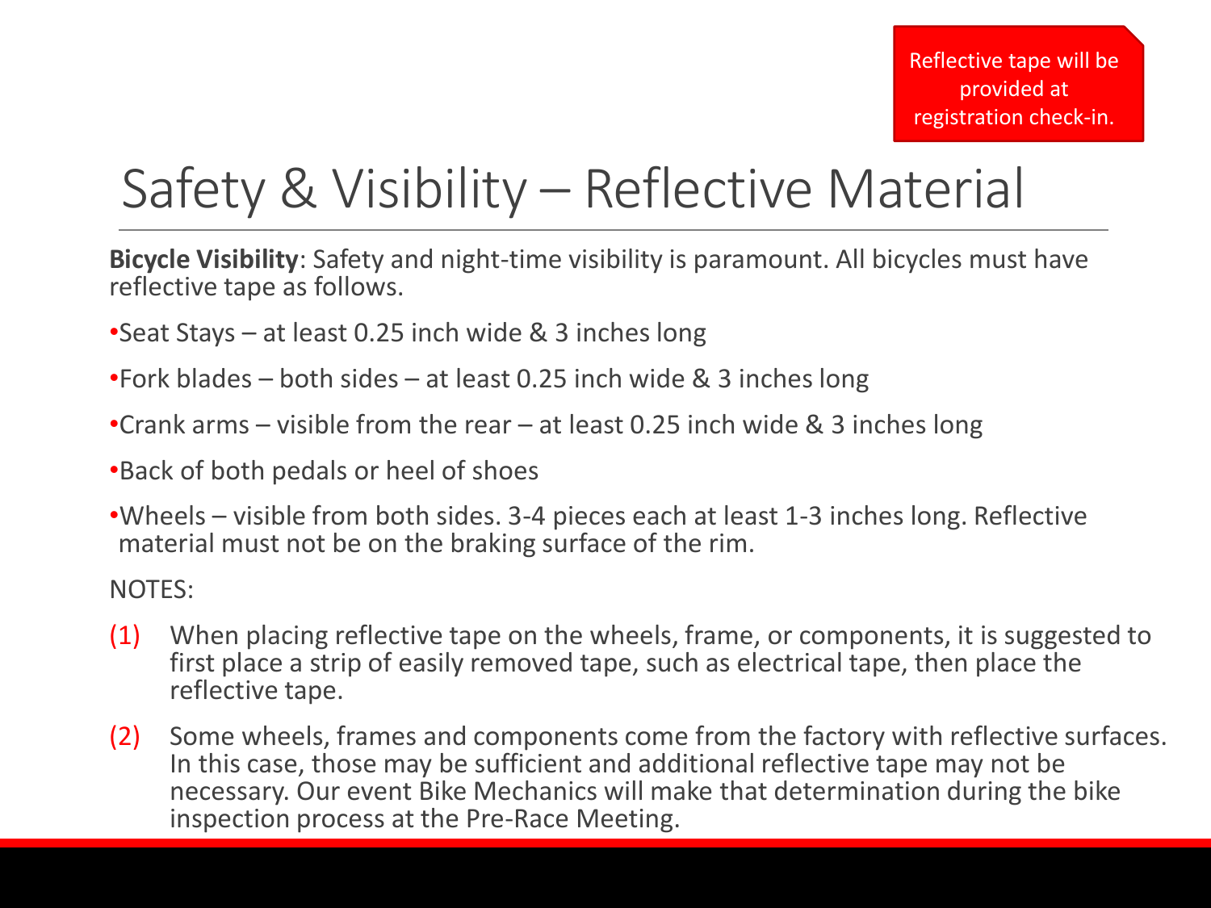Reflective tape will be provided at registration check-in.

# Safety & Visibility – Reflective Material

**Bicycle Visibility**: Safety and night-time visibility is paramount. All bicycles must have reflective tape as follows.

- Seat Stays – at least 0.25 inch wide & 3 inches long
- Fork blades – both sides – at least 0.25 inch wide & 3 inches long
- Crank arms – visible from the rear – at least 0.25 inch wide & 3 inches long
- Back of both pedals or heel of shoes
- Wheels – visible from both sides. 3-4 pieces each at least 1-3 inches long. Reflective material must not be on the braking surface of the rim.

NOTES:

(1) When placing reflective tape on the wheels, frame, or components, it is suggested to first place a strip of easily removed tape, such as electrical tape, then place the reflective tape.

(2) Some wheels, frames and components come from the factory with reflective surfaces. In this case, those may be sufficient and additional reflective tape may not be necessary. Our event Bike Mechanics will make that determination during the bike inspection process at the Pre-Race Meeting.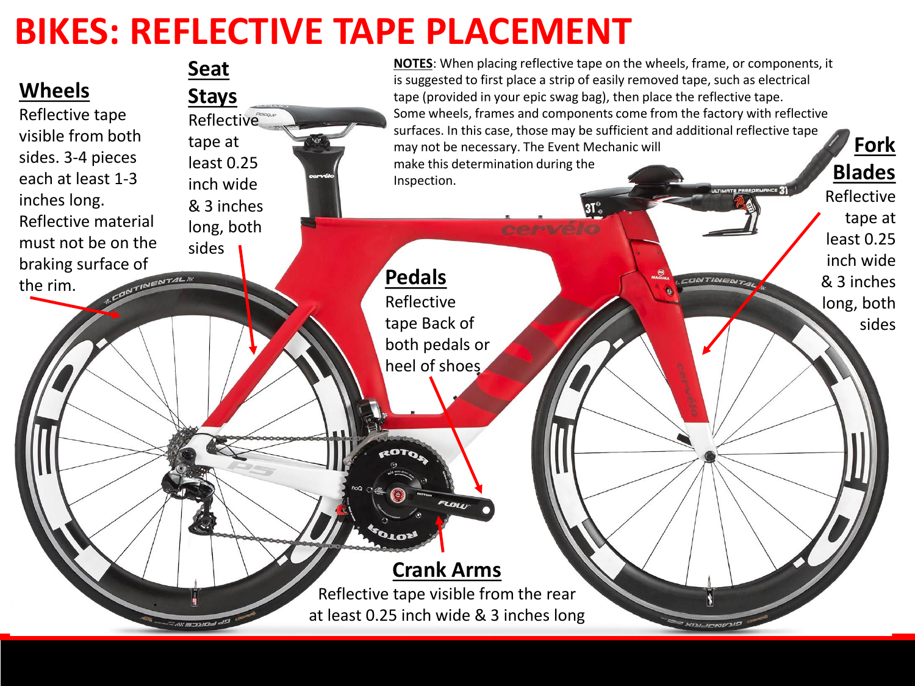# BIKES: REFLECTIVE TAPE PLACEMENT

**NOTES**: When placing reflective tape on the wheels, frame, or components, it is suggested to first place a strip of easily removed tape, such as electrical tape (provided in your epic swag bag), then place the reflective tape. Some wheels, frames and components come from the factory with reflective surfaces. In this case, those may be sufficient and additional reflective tape may not be necessary. The Event Mechanic will make this determination during the Inspection.

## Wheels

Reflective tape visible from both sides. 3-4 pieces each at least 1-3 inches long. Reflective material must not be on the braking surface of the rim.

## Seat Stays

Reflective tape at least 0.25 inch wide & 3 inches long, both sides

## Fork Blades

Reflective tape at least 0.25 inch wide & 3 inches long, both sides

## Pedals

Reflective tape Back of both pedals or heel of shoes

## Crank Arms

Reflective tape visible from the rear at least 0.25 inch wide & 3 inches long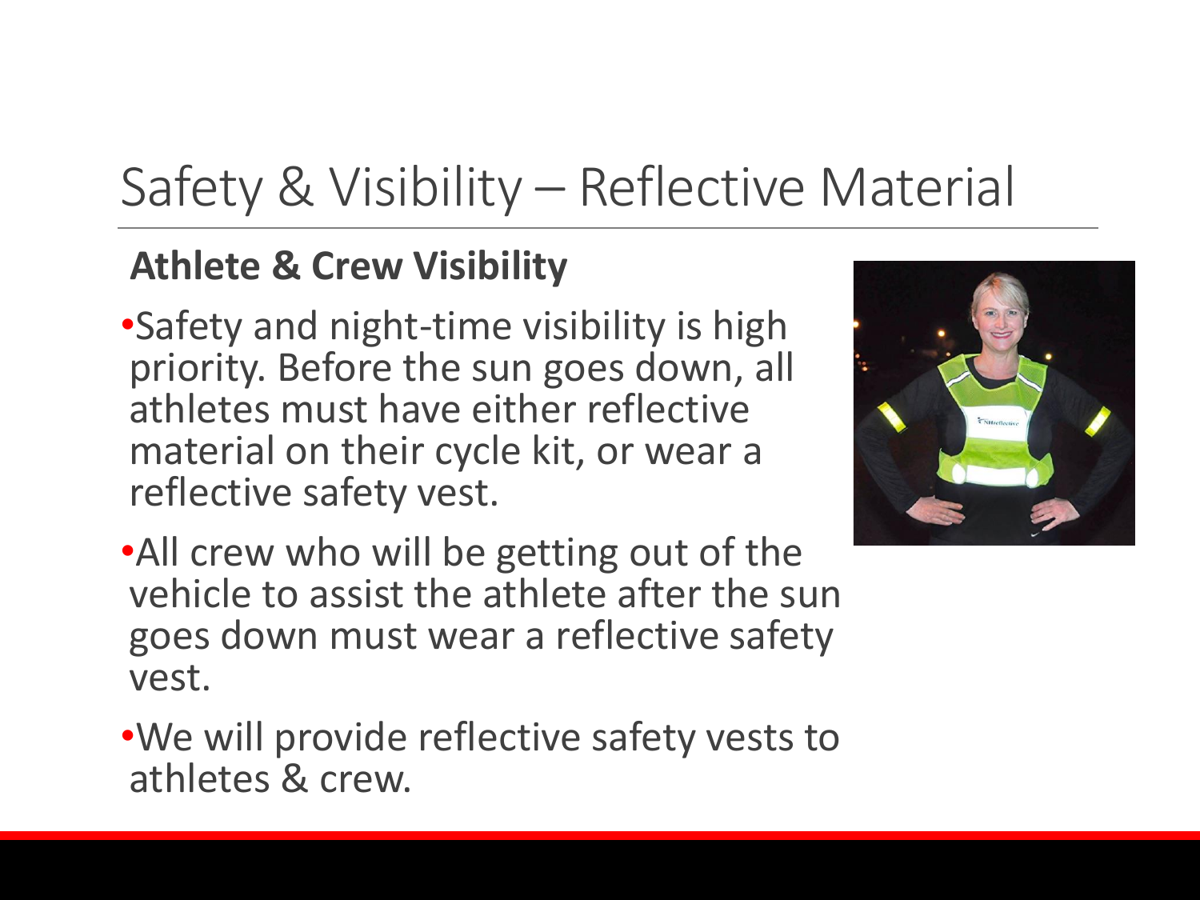# Safety & Visibility – Reflective Material

**Athlete & Crew Visibility**

- Safety and night-time visibility is high priority. Before the sun goes down, all athletes must have either reflective material on their cycle kit, or wear a reflective safety vest.
- All crew who will be getting out of the vehicle to assist the athlete after the sun goes down must wear a reflective safety vest.
- We will provide reflective safety vests to athletes & crew.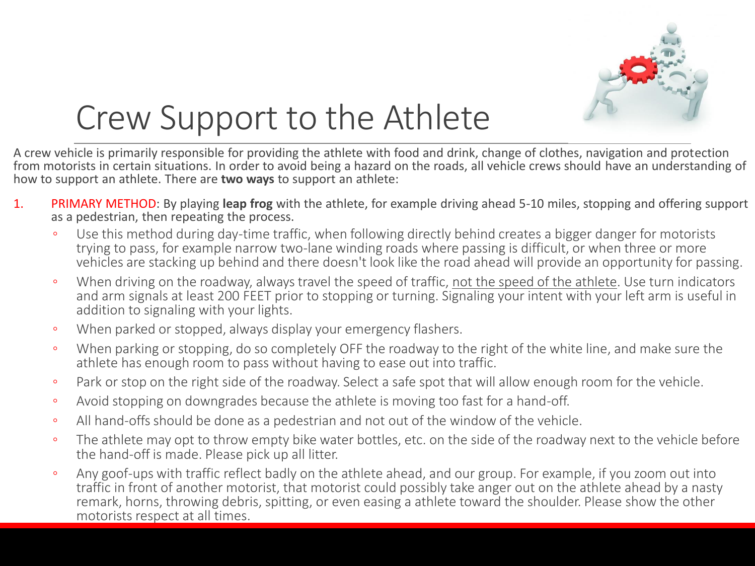# Crew Support to the Athlete

A crew vehicle is primarily responsible for providing the athlete with food and drink, change of clothes, navigation and protection from motorists in certain situations. In order to avoid being a hazard on the roads, all vehicle crews should have an understanding of how to support an athlete. There are **two ways** to support an athlete:

1. PRIMARY METHOD: By playing **leap frog** with the athlete, for example driving ahead 5-10 miles, stopping and offering support as a pedestrian, then repeating the process.
   - Use this method during day-time traffic, when following directly behind creates a bigger danger for motorists trying to pass, for example narrow two-lane winding roads where passing is difficult, or when three or more vehicles are stacking up behind and there doesn't look like the road ahead will provide an opportunity for passing.
   - When driving on the roadway, always travel the speed of traffic, not the speed of the athlete. Use turn indicators and arm signals at least 200 FEET prior to stopping or turning. Signaling your intent with your left arm is useful in addition to signaling with your lights.
   - When parked or stopped, always display your emergency flashers.
   - When parking or stopping, do so completely OFF the roadway to the right of the white line, and make sure the athlete has enough room to pass without having to ease out into traffic.
   - Park or stop on the right side of the roadway. Select a safe spot that will allow enough room for the vehicle.
   - Avoid stopping on downgrades because the athlete is moving too fast for a hand-off.
   - All hand-offs should be done as a pedestrian and not out of the window of the vehicle.
   - The athlete may opt to throw empty bike water bottles, etc. on the side of the roadway next to the vehicle before the hand-off is made. Please pick up all litter.
   - Any goof-ups with traffic reflect badly on the athlete ahead, and our group. For example, if you zoom out into traffic in front of another motorist, that motorist could possibly take anger out on the athlete ahead by a nasty remark, horns, throwing debris, spitting, or even easing a athlete toward the shoulder. Please show the other motorists respect at all times.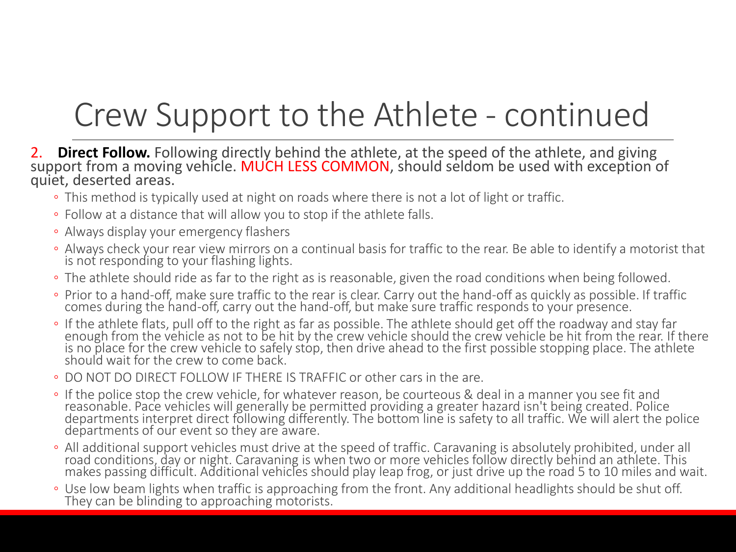# Crew Support to the Athlete - continued

2. **Direct Follow.** Following directly behind the athlete, at the speed of the athlete, and giving support from a moving vehicle. MUCH LESS COMMON, should seldom be used with exception of quiet, deserted areas.

- This method is typically used at night on roads where there is not a lot of light or traffic.
- Follow at a distance that will allow you to stop if the athlete falls.
- Always display your emergency flashers
- Always check your rear view mirrors on a continual basis for traffic to the rear. Be able to identify a motorist that is not responding to your flashing lights.
- The athlete should ride as far to the right as is reasonable, given the road conditions when being followed.
- Prior to a hand-off, make sure traffic to the rear is clear. Carry out the hand-off as quickly as possible. If traffic comes during the hand-off, carry out the hand-off, but make sure traffic responds to your presence.
- If the athlete flats, pull off to the right as far as possible. The athlete should get off the roadway and stay far enough from the vehicle as not to be hit by the crew vehicle should the crew vehicle be hit from the rear. If there is no place for the crew vehicle to safely stop, then drive ahead to the first possible stopping place. The athlete should wait for the crew to come back.
- DO NOT DO DIRECT FOLLOW IF THERE IS TRAFFIC or other cars in the are.
- If the police stop the crew vehicle, for whatever reason, be courteous & deal in a manner you see fit and reasonable. Pace vehicles will generally be permitted providing a greater hazard isn't being created. Police departments interpret direct following differently. The bottom line is safety to all traffic. We will alert the police departments of our event so they are aware.
- All additional support vehicles must drive at the speed of traffic. Caravaning is absolutely prohibited, under all road conditions, day or night. Caravaning is when two or more vehicles follow directly behind an athlete. This makes passing difficult. Additional vehicles should play leap frog, or just drive up the road 5 to 10 miles and wait.
- Use low beam lights when traffic is approaching from the front. Any additional headlights should be shut off. They can be blinding to approaching motorists.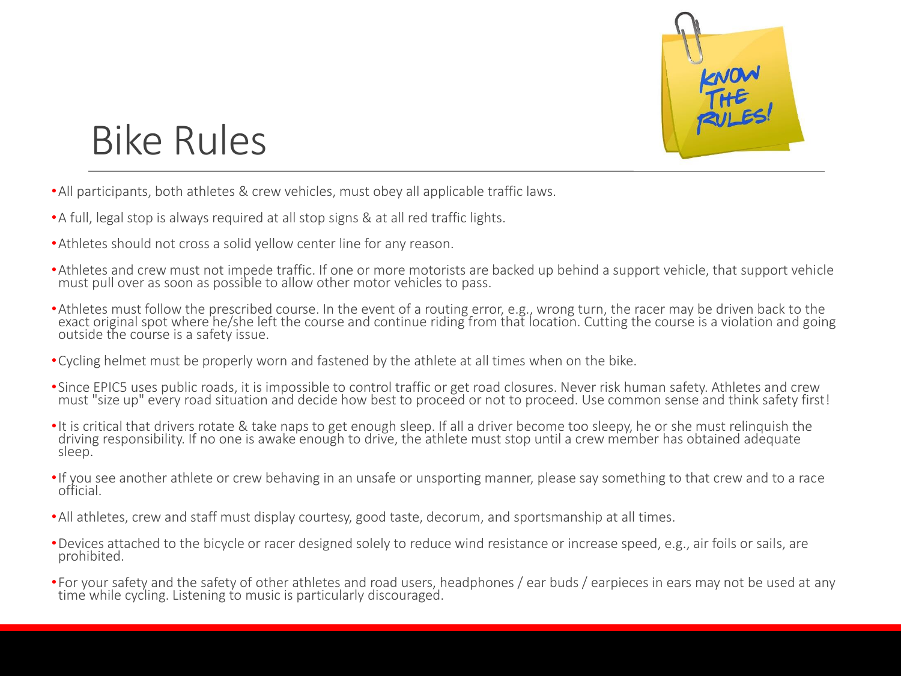# Bike Rules

- All participants, both athletes & crew vehicles, must obey all applicable traffic laws.
- A full, legal stop is always required at all stop signs & at all red traffic lights.
- Athletes should not cross a solid yellow center line for any reason.
- Athletes and crew must not impede traffic. If one or more motorists are backed up behind a support vehicle, that support vehicle must pull over as soon as possible to allow other motor vehicles to pass.
- Athletes must follow the prescribed course. In the event of a routing error, e.g., wrong turn, the racer may be driven back to the exact original spot where he/she left the course and continue riding from that location. Cutting the course is a violation and going outside the course is a safety issue.
- Cycling helmet must be properly worn and fastened by the athlete at all times when on the bike.
- Since EPIC5 uses public roads, it is impossible to control traffic or get road closures. Never risk human safety. Athletes and crew must "size up" every road situation and decide how best to proceed or not to proceed. Use common sense and think safety first!
- It is critical that drivers rotate & take naps to get enough sleep. If all a driver become too sleepy, he or she must relinquish the driving responsibility. If no one is awake enough to drive, the athlete must stop until a crew member has obtained adequate sleep.
- If you see another athlete or crew behaving in an unsafe or unsporting manner, please say something to that crew and to a race official.
- All athletes, crew and staff must display courtesy, good taste, decorum, and sportsmanship at all times.
- Devices attached to the bicycle or racer designed solely to reduce wind resistance or increase speed, e.g., air foils or sails, are prohibited.
- For your safety and the safety of other athletes and road users, headphones / ear buds / earpieces in ears may not be used at any time while cycling. Listening to music is particularly discouraged.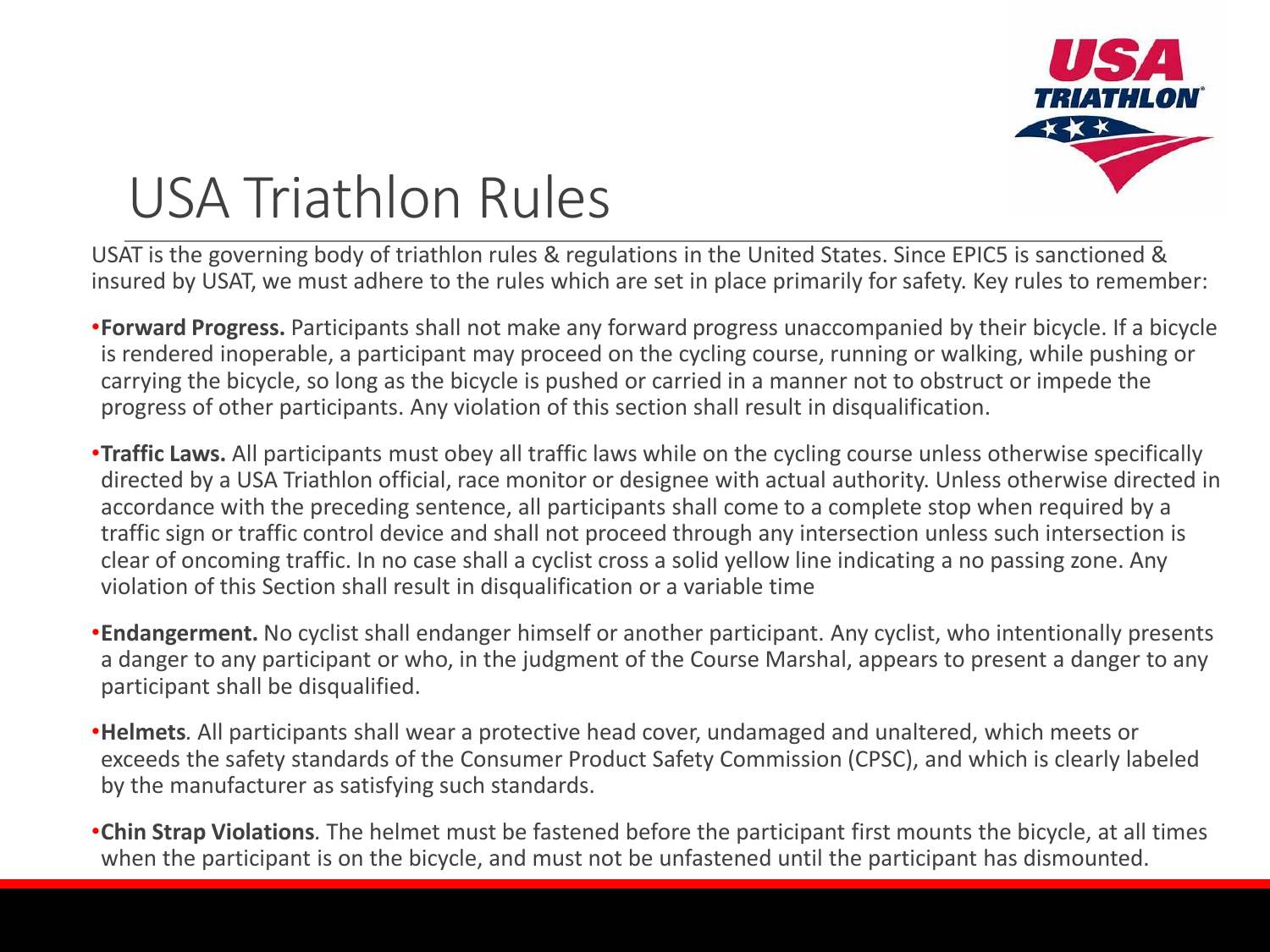# USA Triathlon Rules

USAT is the governing body of triathlon rules & regulations in the United States. Since EPIC5 is sanctioned & insured by USAT, we must adhere to the rules which are set in place primarily for safety. Key rules to remember:

- **Forward Progress.** Participants shall not make any forward progress unaccompanied by their bicycle. If a bicycle is rendered inoperable, a participant may proceed on the cycling course, running or walking, while pushing or carrying the bicycle, so long as the bicycle is pushed or carried in a manner not to obstruct or impede the progress of other participants. Any violation of this section shall result in disqualification.
- **Traffic Laws.** All participants must obey all traffic laws while on the cycling course unless otherwise specifically directed by a USA Triathlon official, race monitor or designee with actual authority. Unless otherwise directed in accordance with the preceding sentence, all participants shall come to a complete stop when required by a traffic sign or traffic control device and shall not proceed through any intersection unless such intersection is clear of oncoming traffic. In no case shall a cyclist cross a solid yellow line indicating a no passing zone. Any violation of this Section shall result in disqualification or a variable time
- **Endangerment.** No cyclist shall endanger himself or another participant. Any cyclist, who intentionally presents a danger to any participant or who, in the judgment of the Course Marshal, appears to present a danger to any participant shall be disqualified.
- **Helmets**. All participants shall wear a protective head cover, undamaged and unaltered, which meets or exceeds the safety standards of the Consumer Product Safety Commission (CPSC), and which is clearly labeled by the manufacturer as satisfying such standards.
- **Chin Strap Violations**. The helmet must be fastened before the participant first mounts the bicycle, at all times when the participant is on the bicycle, and must not be unfastened until the participant has dismounted.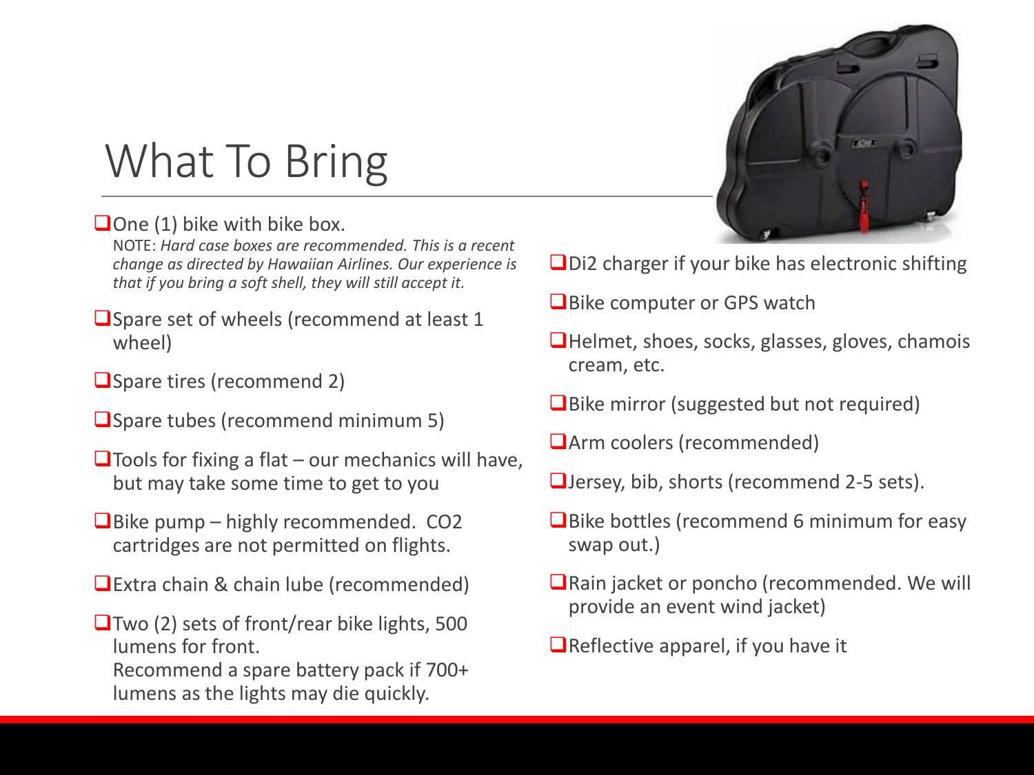# What To Bring

- ❑ One (1) bike with bike box.
  NOTE: *Hard case boxes are recommended. This is a recent change as directed by Hawaiian Airlines. Our experience is that if you bring a soft shell, they will still accept it.*
- ❑ Spare set of wheels (recommend at least 1 wheel)
- ❑ Spare tires (recommend 2)
- ❑ Spare tubes (recommend minimum 5)
- ❑ Tools for fixing a flat – our mechanics will have, but may take some time to get to you
- ❑ Bike pump – highly recommended. CO2 cartridges are not permitted on flights.
- ❑ Extra chain & chain lube (recommended)
- ❑ Two (2) sets of front/rear bike lights, 500 lumens for front.
  Recommend a spare battery pack if 700+ lumens as the lights may die quickly.
- ❑ Di2 charger if your bike has electronic shifting
- ❑ Bike computer or GPS watch
- ❑ Helmet, shoes, socks, glasses, gloves, chamois cream, etc.
- ❑ Bike mirror (suggested but not required)
- ❑ Arm coolers (recommended)
- ❑ Jersey, bib, shorts (recommend 2-5 sets).
- ❑ Bike bottles (recommend 6 minimum for easy swap out.)
- ❑ Rain jacket or poncho (recommended. We will provide an event wind jacket)
- ❑ Reflective apparel, if you have it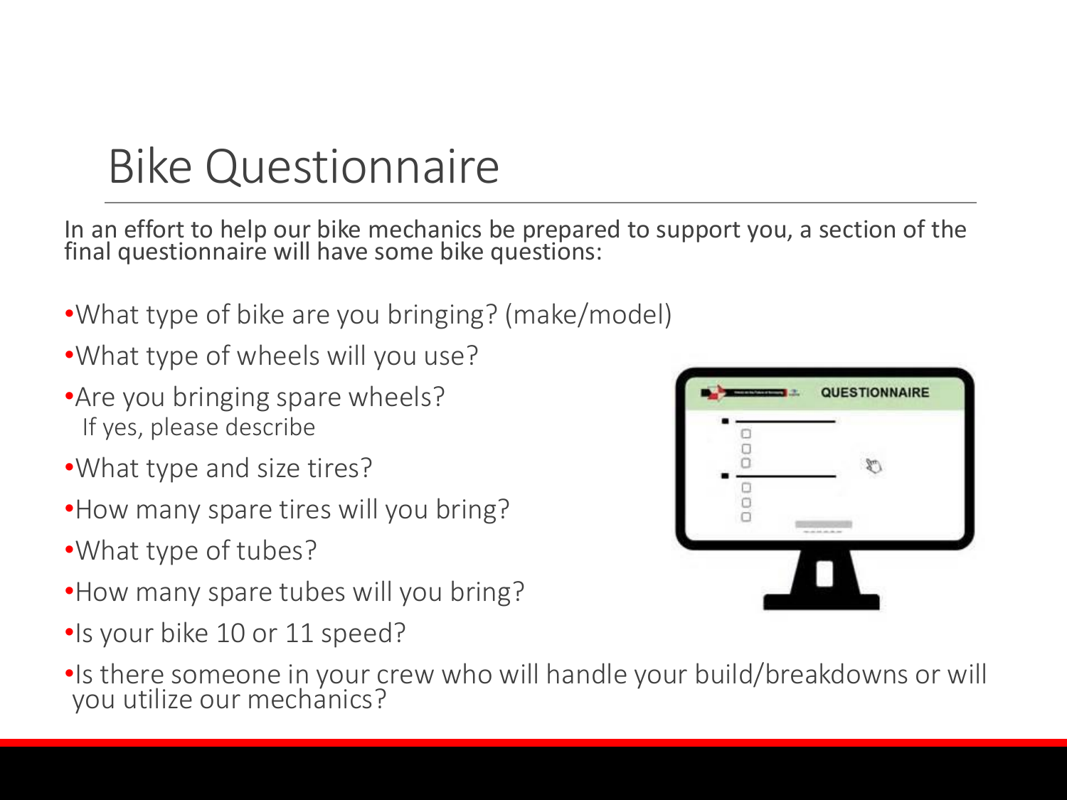# Bike Questionnaire

In an effort to help our bike mechanics be prepared to support you, a section of the final questionnaire will have some bike questions:

- What type of bike are you bringing? (make/model)
- What type of wheels will you use?
- Are you bringing spare wheels?
  If yes, please describe
- What type and size tires?
- How many spare tires will you bring?
- What type of tubes?
- How many spare tubes will you bring?
- Is your bike 10 or 11 speed?
- Is there someone in your crew who will handle your build/breakdowns or will you utilize our mechanics?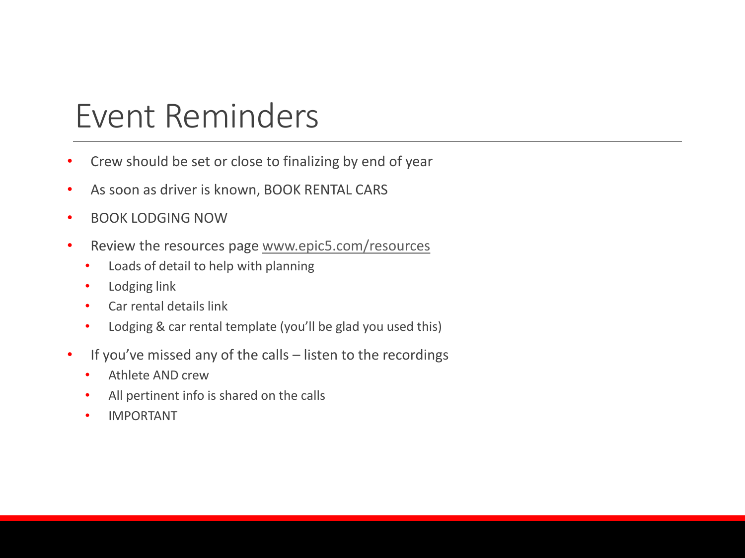# Event Reminders

- Crew should be set or close to finalizing by end of year
- As soon as driver is known, BOOK RENTAL CARS
- BOOK LODGING NOW
- Review the resources page www.epic5.com/resources
  - Loads of detail to help with planning
  - Lodging link
  - Car rental details link
  - Lodging & car rental template (you'll be glad you used this)
- If you've missed any of the calls – listen to the recordings
  - Athlete AND crew
  - All pertinent info is shared on the calls
  - IMPORTANT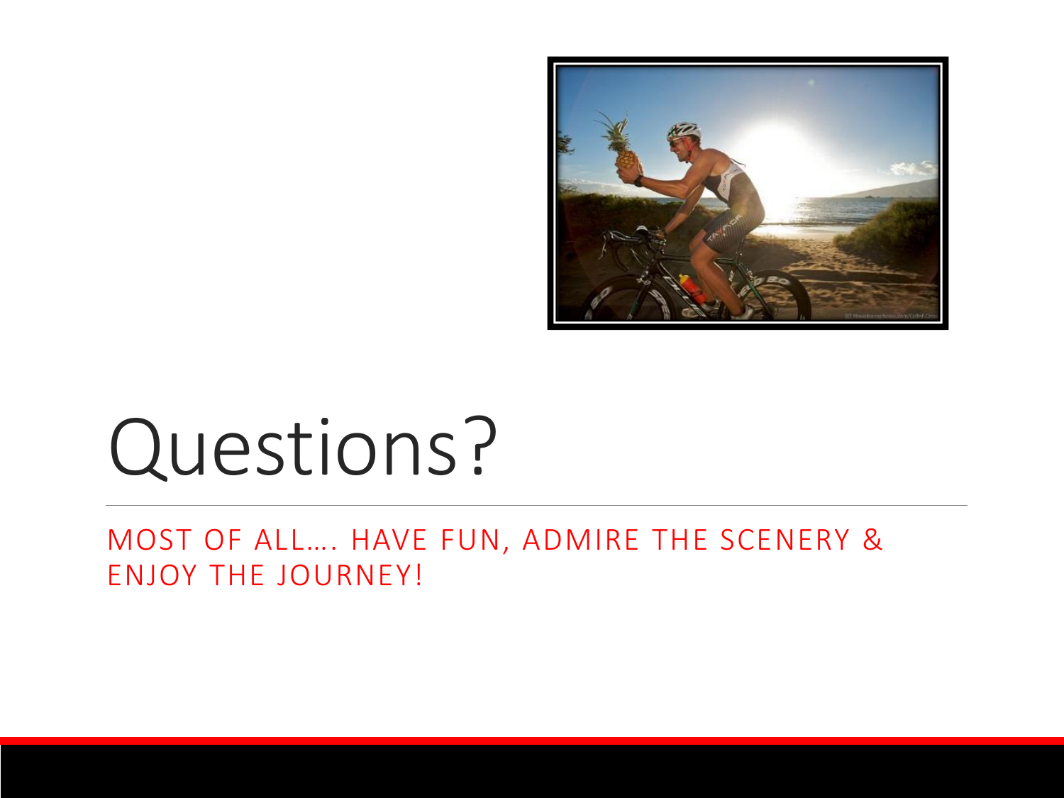# Questions?

MOST OF ALL…. HAVE FUN, ADMIRE THE SCENERY & ENJOY THE JOURNEY!